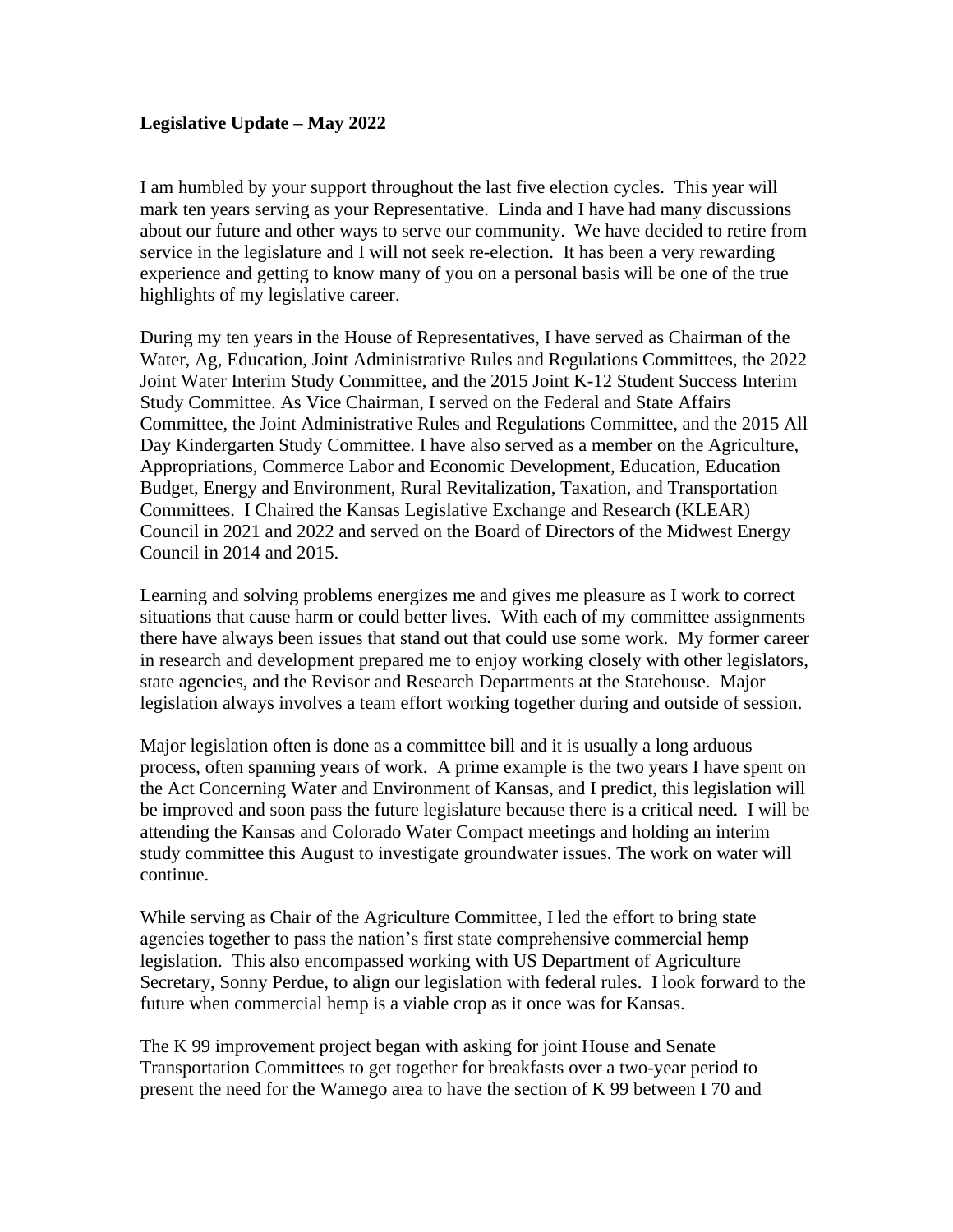**Legislative Update – May 2022**

I am humbled by your support throughout the last five election cycles. This year will mark ten years serving as your Representative. Linda and I have had many discussions about our future and other ways to serve our community. We have decided to retire from service in the legislature and I will not seek re-election. It has been a very rewarding experience and getting to know many of you on a personal basis will be one of the true highlights of my legislative career.

During my ten years in the House of Representatives, I have served as Chairman of the Water, Ag, Education, Joint Administrative Rules and Regulations Committees, the 2022 Joint Water Interim Study Committee, and the 2015 Joint K-12 Student Success Interim Study Committee. As Vice Chairman, I served on the Federal and State Affairs Committee, the Joint Administrative Rules and Regulations Committee, and the 2015 All Day Kindergarten Study Committee. I have also served as a member on the Agriculture, Appropriations, Commerce Labor and Economic Development, Education, Education Budget, Energy and Environment, Rural Revitalization, Taxation, and Transportation Committees. I Chaired the Kansas Legislative Exchange and Research (KLEAR) Council in 2021 and 2022 and served on the Board of Directors of the Midwest Energy Council in 2014 and 2015.

Learning and solving problems energizes me and gives me pleasure as I work to correct situations that cause harm or could better lives. With each of my committee assignments there have always been issues that stand out that could use some work. My former career in research and development prepared me to enjoy working closely with other legislators, state agencies, and the Revisor and Research Departments at the Statehouse. Major legislation always involves a team effort working together during and outside of session.

Major legislation often is done as a committee bill and it is usually a long arduous process, often spanning years of work. A prime example is the two years I have spent on the Act Concerning Water and Environment of Kansas, and I predict, this legislation will be improved and soon pass the future legislature because there is a critical need. I will be attending the Kansas and Colorado Water Compact meetings and holding an interim study committee this August to investigate groundwater issues. The work on water will continue.

While serving as Chair of the Agriculture Committee, I led the effort to bring state agencies together to pass the nation's first state comprehensive commercial hemp legislation. This also encompassed working with US Department of Agriculture Secretary, Sonny Perdue, to align our legislation with federal rules. I look forward to the future when commercial hemp is a viable crop as it once was for Kansas.

The K 99 improvement project began with asking for joint House and Senate Transportation Committees to get together for breakfasts over a two-year period to present the need for the Wamego area to have the section of K 99 between I 70 and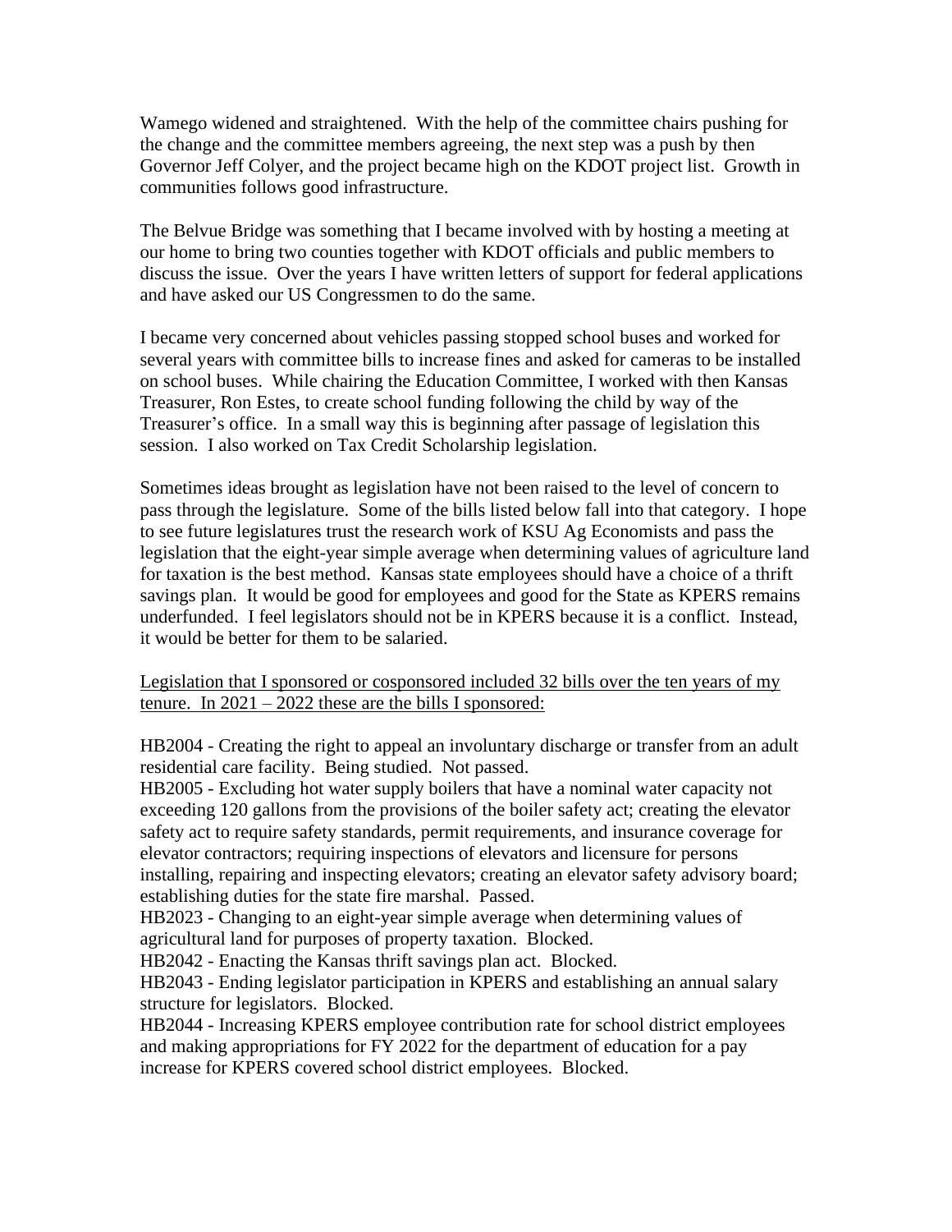Wamego widened and straightened. With the help of the committee chairs pushing for the change and the committee members agreeing, the next step was a push by then Governor Jeff Colyer, and the project became high on the KDOT project list. Growth in communities follows good infrastructure.

The Belvue Bridge was something that I became involved with by hosting a meeting at our home to bring two counties together with KDOT officials and public members to discuss the issue. Over the years I have written letters of support for federal applications and have asked our US Congressmen to do the same.

I became very concerned about vehicles passing stopped school buses and worked for several years with committee bills to increase fines and asked for cameras to be installed on school buses. While chairing the Education Committee, I worked with then Kansas Treasurer, Ron Estes, to create school funding following the child by way of the Treasurer's office. In a small way this is beginning after passage of legislation this session. I also worked on Tax Credit Scholarship legislation.

Sometimes ideas brought as legislation have not been raised to the level of concern to pass through the legislature. Some of the bills listed below fall into that category. I hope to see future legislatures trust the research work of KSU Ag Economists and pass the legislation that the eight-year simple average when determining values of agriculture land for taxation is the best method. Kansas state employees should have a choice of a thrift savings plan. It would be good for employees and good for the State as KPERS remains underfunded. I feel legislators should not be in KPERS because it is a conflict. Instead, it would be better for them to be salaried.

<u>Legislation that I sponsored or cosponsored included 32 bills over the ten years of my tenure. In 2021 – 2022 these are the bills I sponsored:</u>

HB2004 - Creating the right to appeal an involuntary discharge or transfer from an adult residential care facility. Being studied. Not passed.
HB2005 - Excluding hot water supply boilers that have a nominal water capacity not exceeding 120 gallons from the provisions of the boiler safety act; creating the elevator safety act to require safety standards, permit requirements, and insurance coverage for elevator contractors; requiring inspections of elevators and licensure for persons installing, repairing and inspecting elevators; creating an elevator safety advisory board; establishing duties for the state fire marshal. Passed.
HB2023 - Changing to an eight-year simple average when determining values of agricultural land for purposes of property taxation. Blocked.
HB2042 - Enacting the Kansas thrift savings plan act. Blocked.
HB2043 - Ending legislator participation in KPERS and establishing an annual salary structure for legislators. Blocked.
HB2044 - Increasing KPERS employee contribution rate for school district employees and making appropriations for FY 2022 for the department of education for a pay increase for KPERS covered school district employees. Blocked.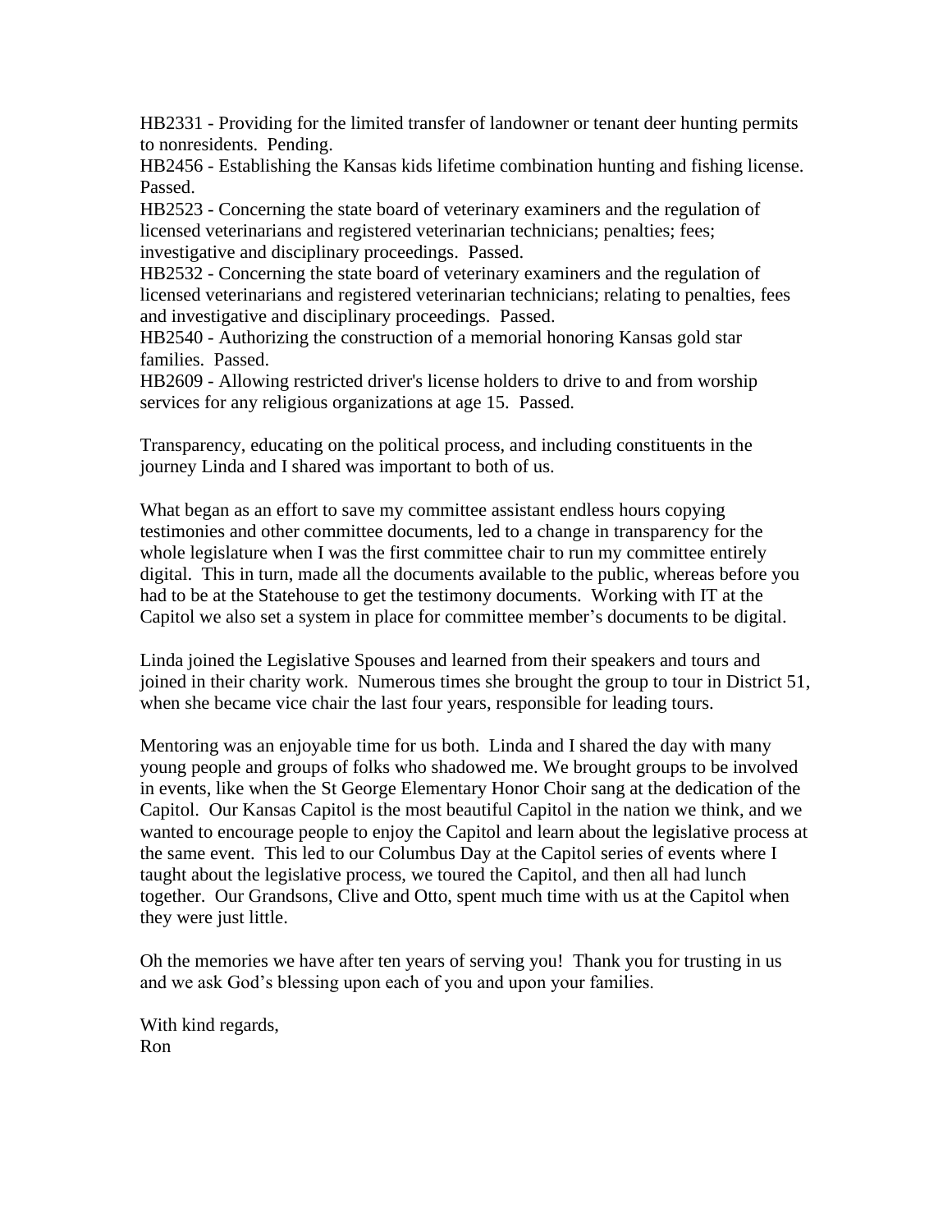HB2331 - Providing for the limited transfer of landowner or tenant deer hunting permits to nonresidents.  Pending.
HB2456 - Establishing the Kansas kids lifetime combination hunting and fishing license.  Passed.
HB2523 - Concerning the state board of veterinary examiners and the regulation of licensed veterinarians and registered veterinarian technicians; penalties; fees; investigative and disciplinary proceedings.  Passed.
HB2532 - Concerning the state board of veterinary examiners and the regulation of licensed veterinarians and registered veterinarian technicians; relating to penalties, fees and investigative and disciplinary proceedings.  Passed.
HB2540 - Authorizing the construction of a memorial honoring Kansas gold star families.  Passed.
HB2609 - Allowing restricted driver's license holders to drive to and from worship services for any religious organizations at age 15.  Passed.

Transparency, educating on the political process, and including constituents in the journey Linda and I shared was important to both of us.

What began as an effort to save my committee assistant endless hours copying testimonies and other committee documents, led to a change in transparency for the whole legislature when I was the first committee chair to run my committee entirely digital.  This in turn, made all the documents available to the public, whereas before you had to be at the Statehouse to get the testimony documents.  Working with IT at the Capitol we also set a system in place for committee member's documents to be digital.

Linda joined the Legislative Spouses and learned from their speakers and tours and joined in their charity work.  Numerous times she brought the group to tour in District 51, when she became vice chair the last four years, responsible for leading tours.

Mentoring was an enjoyable time for us both.  Linda and I shared the day with many young people and groups of folks who shadowed me. We brought groups to be involved in events, like when the St George Elementary Honor Choir sang at the dedication of the Capitol.  Our Kansas Capitol is the most beautiful Capitol in the nation we think, and we wanted to encourage people to enjoy the Capitol and learn about the legislative process at the same event.  This led to our Columbus Day at the Capitol series of events where I taught about the legislative process, we toured the Capitol, and then all had lunch together.  Our Grandsons, Clive and Otto, spent much time with us at the Capitol when they were just little.

Oh the memories we have after ten years of serving you!  Thank you for trusting in us and we ask God's blessing upon each of you and upon your families.

With kind regards,
Ron